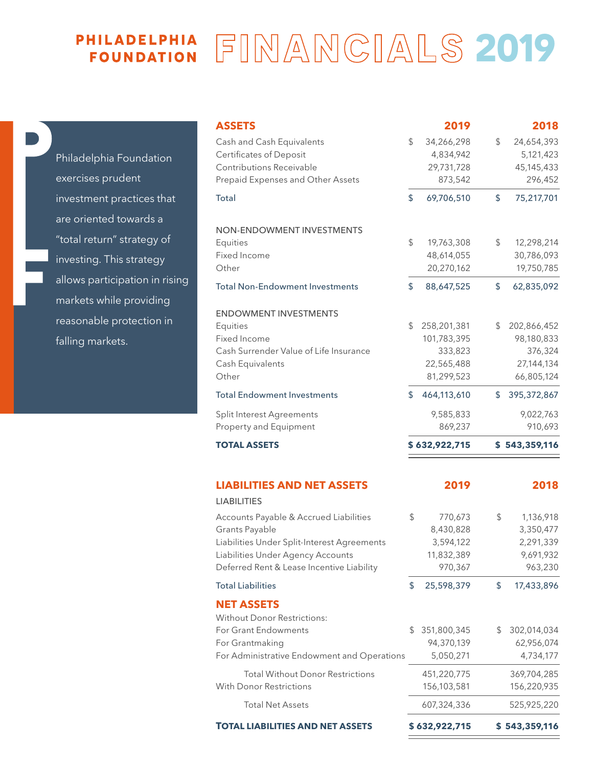# PHILADELPHIA FOUNDATION FINANCIALS 2019

Philadelphia Foundation exercises prudent investment practices that are oriented towards a "total return" strategy of investing. This strategy allows participation in rising markets while providing reasonable protection in falling markets.

| ASSETS | 2019 | 2018 |
|---|---|---|
| Cash and Cash Equivalents | $ 34,266,298 | $ 24,654,393 |
| Certificates of Deposit | 4,834,942 | 5,121,423 |
| Contributions Receivable | 29,731,728 | 45,145,433 |
| Prepaid Expenses and Other Assets | 873,542 | 296,452 |
| Total | $ 69,706,510 | $ 75,217,701 |
| NON-ENDOWMENT INVESTMENTS | | |
| Equities | $ 19,763,308 | $ 12,298,214 |
| Fixed Income | 48,614,055 | 30,786,093 |
| Other | 20,270,162 | 19,750,785 |
| Total Non-Endowment Investments | $ 88,647,525 | $ 62,835,092 |
| ENDOWMENT INVESTMENTS | | |
| Equities | $ 258,201,381 | $ 202,866,452 |
| Fixed Income | 101,783,395 | 98,180,833 |
| Cash Surrender Value of Life Insurance | 333,823 | 376,324 |
| Cash Equivalents | 22,565,488 | 27,144,134 |
| Other | 81,299,523 | 66,805,124 |
| Total Endowment Investments | $ 464,113,610 | $ 395,372,867 |
| Split Interest Agreements | 9,585,833 | 9,022,763 |
| Property and Equipment | 869,237 | 910,693 |
| **TOTAL ASSETS** | **$ 632,922,715** | **$ 543,359,116** |

| LIABILITIES AND NET ASSETS | 2019 | 2018 |
|---|---|---|
| LIABILITIES | | |
| Accounts Payable & Accrued Liabilities | $ 770,673 | $ 1,136,918 |
| Grants Payable | 8,430,828 | 3,350,477 |
| Liabilities Under Split-Interest Agreements | 3,594,122 | 2,291,339 |
| Liabilities Under Agency Accounts | 11,832,389 | 9,691,932 |
| Deferred Rent & Lease Incentive Liability | 970,367 | 963,230 |
| Total Liabilities | $ 25,598,379 | $ 17,433,896 |
| **NET ASSETS** | | |
| Without Donor Restrictions: | | |
| For Grant Endowments | $ 351,800,345 | $ 302,014,034 |
| For Grantmaking | 94,370,139 | 62,956,074 |
| For Administrative Endowment and Operations | 5,050,271 | 4,734,177 |
| Total Without Donor Restrictions | 451,220,775 | 369,704,285 |
| With Donor Restrictions | 156,103,581 | 156,220,935 |
| Total Net Assets | 607,324,336 | 525,925,220 |
| **TOTAL LIABILITIES AND NET ASSETS** | **$ 632,922,715** | **$ 543,359,116** |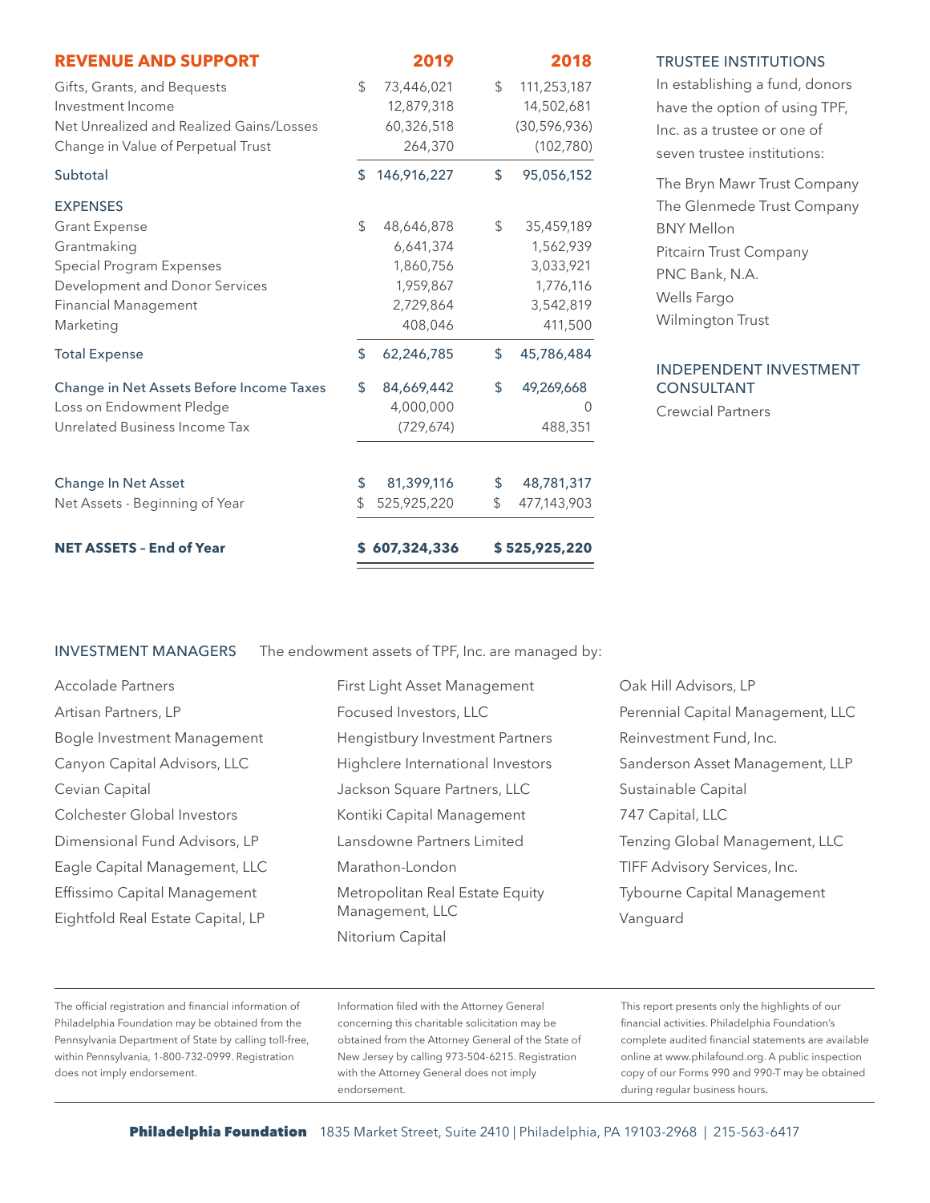| REVENUE AND SUPPORT | 2019 | 2018 |
|---|---|---|
| Gifts, Grants, and Bequests | $ 73,446,021 | $ 111,253,187 |
| Investment Income | 12,879,318 | 14,502,681 |
| Net Unrealized and Realized Gains/Losses | 60,326,518 | (30,596,936) |
| Change in Value of Perpetual Trust | 264,370 | (102,780) |
| Subtotal | $ 146,916,227 | $ 95,056,152 |
| **EXPENSES** | | |
| Grant Expense | $ 48,646,878 | $ 35,459,189 |
| Grantmaking | 6,641,374 | 1,562,939 |
| Special Program Expenses | 1,860,756 | 3,033,921 |
| Development and Donor Services | 1,959,867 | 1,776,116 |
| Financial Management | 2,729,864 | 3,542,819 |
| Marketing | 408,046 | 411,500 |
| Total Expense | $ 62,246,785 | $ 45,786,484 |
| Change in Net Assets Before Income Taxes | $ 84,669,442 | $ 49,269,668 |
| Loss on Endowment Pledge | 4,000,000 | 0 |
| Unrelated Business Income Tax | (729,674) | 488,351 |
| Change In Net Asset | $ 81,399,116 | $ 48,781,317 |
| Net Assets - Beginning of Year | $ 525,925,220 | $ 477,143,903 |
| **NET ASSETS – End of Year** | **$ 607,324,336** | **$ 525,925,220** |

## TRUSTEE INSTITUTIONS

In establishing a fund, donors have the option of using TPF, Inc. as a trustee or one of seven trustee institutions:

- The Bryn Mawr Trust Company
- The Glenmede Trust Company
- BNY Mellon
- Pitcairn Trust Company
- PNC Bank, N.A.
- Wells Fargo
- Wilmington Trust

## INDEPENDENT INVESTMENT CONSULTANT

Crewcial Partners

## INVESTMENT MANAGERS

The endowment assets of TPF, Inc. are managed by:

- Accolade Partners
- Artisan Partners, LP
- Bogle Investment Management
- Canyon Capital Advisors, LLC
- Cevian Capital
- Colchester Global Investors
- Dimensional Fund Advisors, LP
- Eagle Capital Management, LLC
- Effissimo Capital Management
- Eightfold Real Estate Capital, LP
- First Light Asset Management
- Focused Investors, LLC
- Hengistbury Investment Partners
- Highclere International Investors
- Jackson Square Partners, LLC
- Kontiki Capital Management
- Lansdowne Partners Limited
- Marathon-London
- Metropolitan Real Estate Equity Management, LLC
- Nitorium Capital
- Oak Hill Advisors, LP
- Perennial Capital Management, LLC
- Reinvestment Fund, Inc.
- Sanderson Asset Management, LLP
- Sustainable Capital
- 747 Capital, LLC
- Tenzing Global Management, LLC
- TIFF Advisory Services, Inc.
- Tybourne Capital Management
- Vanguard

The official registration and financial information of Philadelphia Foundation may be obtained from the Pennsylvania Department of State by calling toll-free, within Pennsylvania, 1-800-732-0999. Registration does not imply endorsement.

Information filed with the Attorney General concerning this charitable solicitation may be obtained from the Attorney General of the State of New Jersey by calling 973-504-6215. Registration with the Attorney General does not imply endorsement.

This report presents only the highlights of our financial activities. Philadelphia Foundation's complete audited financial statements are available online at www.philafound.org. A public inspection copy of our Forms 990 and 990-T may be obtained during regular business hours.

**Philadelphia Foundation** 1835 Market Street, Suite 2410 | Philadelphia, PA 19103-2968 | 215-563-6417